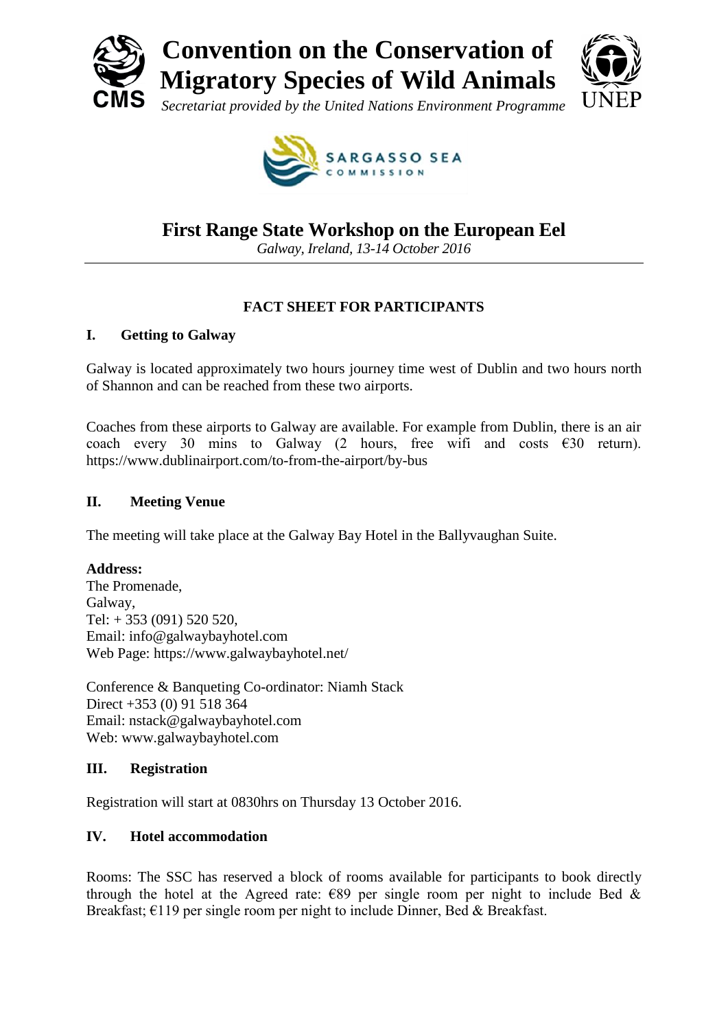# Convention on the Conservation of Migratory Species of Wild Animals

*Secretariat provided by the United Nations Environment Programme*

SARGASSO SEA COMMISSION

## First Range State Workshop on the European Eel

*Galway, Ireland, 13-14 October 2016*

---

### FACT SHEET FOR PARTICIPANTS

#### I. Getting to Galway

Galway is located approximately two hours journey time west of Dublin and two hours north of Shannon and can be reached from these two airports.

Coaches from these airports to Galway are available. For example from Dublin, there is an air coach every 30 mins to Galway (2 hours, free wifi and costs €30 return). https://www.dublinairport.com/to-from-the-airport/by-bus

#### II. Meeting Venue

The meeting will take place at the Galway Bay Hotel in the Ballyvaughan Suite.

**Address:**
The Promenade,
Galway,
Tel: + 353 (091) 520 520,
Email: info@galwaybayhotel.com
Web Page: https://www.galwaybayhotel.net/

Conference & Banqueting Co-ordinator: Niamh Stack
Direct +353 (0) 91 518 364
Email: nstack@galwaybayhotel.com
Web: www.galwaybayhotel.com

#### III. Registration

Registration will start at 0830hrs on Thursday 13 October 2016.

#### IV. Hotel accommodation

Rooms: The SSC has reserved a block of rooms available for participants to book directly through the hotel at the Agreed rate: €89 per single room per night to include Bed & Breakfast; €119 per single room per night to include Dinner, Bed & Breakfast.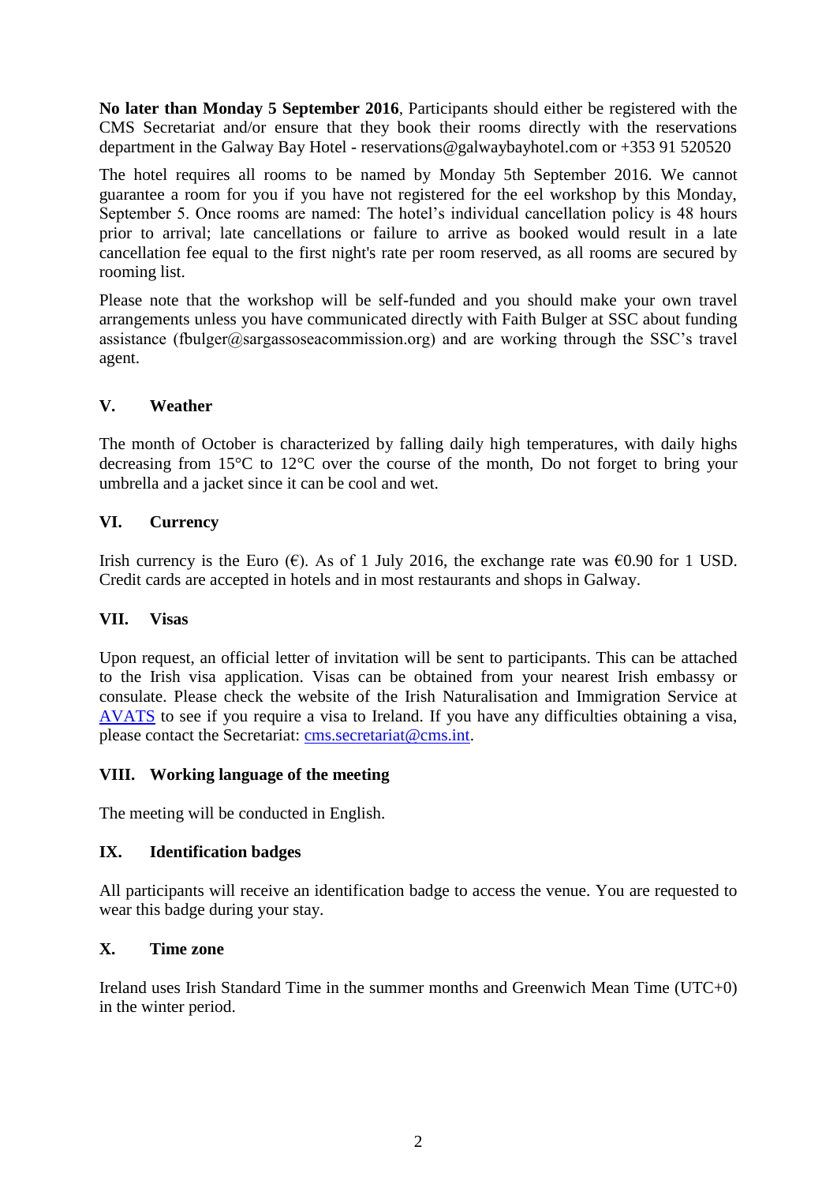**No later than Monday 5 September 2016**, Participants should either be registered with the CMS Secretariat and/or ensure that they book their rooms directly with the reservations department in the Galway Bay Hotel - reservations@galwaybayhotel.com or +353 91 520520

The hotel requires all rooms to be named by Monday 5th September 2016. We cannot guarantee a room for you if you have not registered for the eel workshop by this Monday, September 5. Once rooms are named: The hotel's individual cancellation policy is 48 hours prior to arrival; late cancellations or failure to arrive as booked would result in a late cancellation fee equal to the first night's rate per room reserved, as all rooms are secured by rooming list.

Please note that the workshop will be self-funded and you should make your own travel arrangements unless you have communicated directly with Faith Bulger at SSC about funding assistance (fbulger@sargassoseacommission.org) and are working through the SSC's travel agent.

## V. Weather

The month of October is characterized by falling daily high temperatures, with daily highs decreasing from 15°C to 12°C over the course of the month, Do not forget to bring your umbrella and a jacket since it can be cool and wet.

## VI. Currency

Irish currency is the Euro (€). As of 1 July 2016, the exchange rate was €0.90 for 1 USD. Credit cards are accepted in hotels and in most restaurants and shops in Galway.

## VII. Visas

Upon request, an official letter of invitation will be sent to participants. This can be attached to the Irish visa application. Visas can be obtained from your nearest Irish embassy or consulate. Please check the website of the Irish Naturalisation and Immigration Service at AVATS to see if you require a visa to Ireland. If you have any difficulties obtaining a visa, please contact the Secretariat: cms.secretariat@cms.int.

## VIII. Working language of the meeting

The meeting will be conducted in English.

## IX. Identification badges

All participants will receive an identification badge to access the venue. You are requested to wear this badge during your stay.

## X. Time zone

Ireland uses Irish Standard Time in the summer months and Greenwich Mean Time (UTC+0) in the winter period.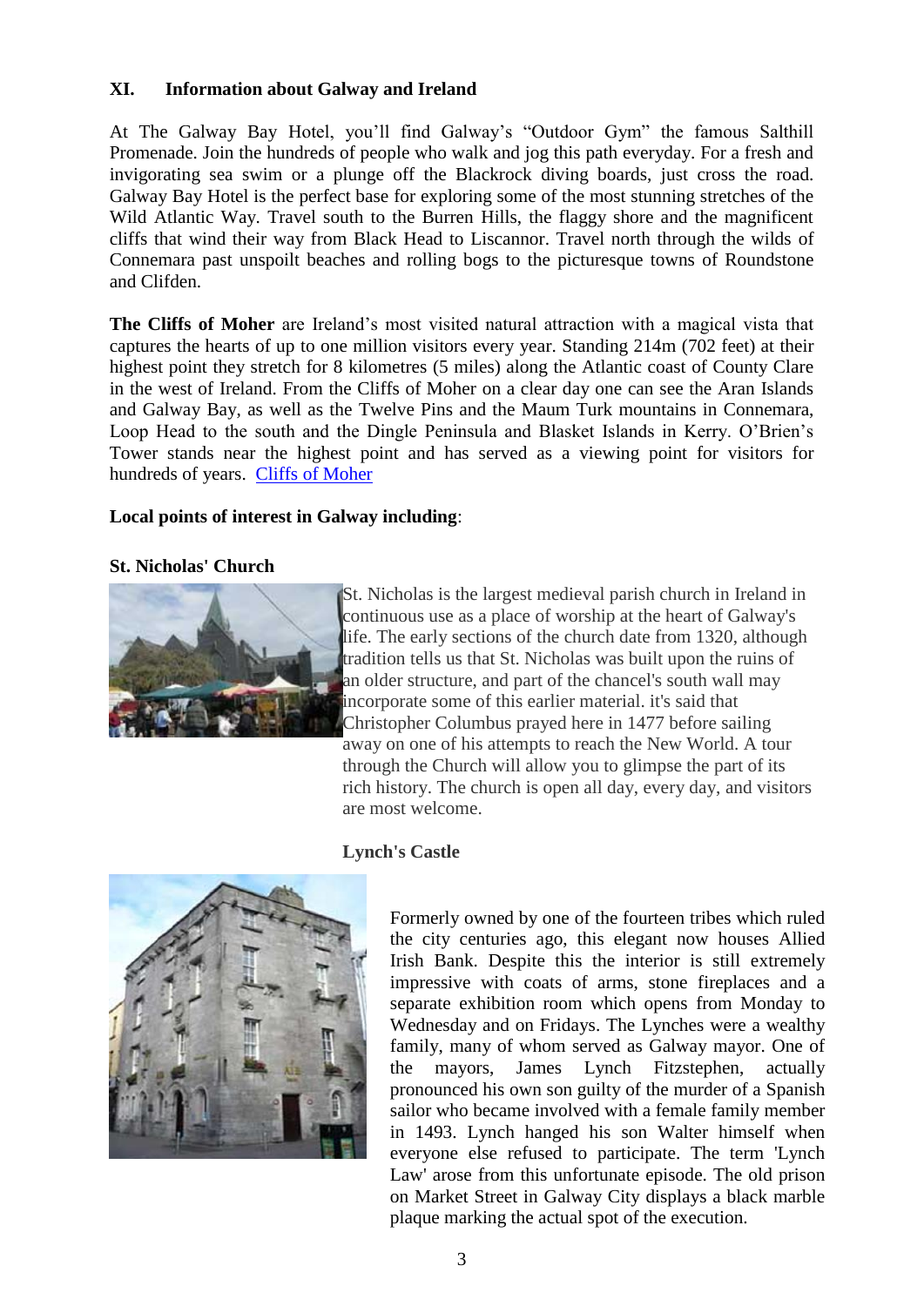## XI. Information about Galway and Ireland

At The Galway Bay Hotel, you'll find Galway's "Outdoor Gym" the famous Salthill Promenade. Join the hundreds of people who walk and jog this path everyday. For a fresh and invigorating sea swim or a plunge off the Blackrock diving boards, just cross the road. Galway Bay Hotel is the perfect base for exploring some of the most stunning stretches of the Wild Atlantic Way. Travel south to the Burren Hills, the flaggy shore and the magnificent cliffs that wind their way from Black Head to Liscannor. Travel north through the wilds of Connemara past unspoilt beaches and rolling bogs to the picturesque towns of Roundstone and Clifden.

**The Cliffs of Moher** are Ireland's most visited natural attraction with a magical vista that captures the hearts of up to one million visitors every year. Standing 214m (702 feet) at their highest point they stretch for 8 kilometres (5 miles) along the Atlantic coast of County Clare in the west of Ireland. From the Cliffs of Moher on a clear day one can see the Aran Islands and Galway Bay, as well as the Twelve Pins and the Maum Turk mountains in Connemara, Loop Head to the south and the Dingle Peninsula and Blasket Islands in Kerry. O'Brien's Tower stands near the highest point and has served as a viewing point for visitors for hundreds of years. Cliffs of Moher

**Local points of interest in Galway including**:

**St. Nicholas' Church**

St. Nicholas is the largest medieval parish church in Ireland in continuous use as a place of worship at the heart of Galway's life. The early sections of the church date from 1320, although tradition tells us that St. Nicholas was built upon the ruins of an older structure, and part of the chancel's south wall may incorporate some of this earlier material. it's said that Christopher Columbus prayed here in 1477 before sailing away on one of his attempts to reach the New World. A tour through the Church will allow you to glimpse the part of its rich history. The church is open all day, every day, and visitors are most welcome.

**Lynch's Castle**

Formerly owned by one of the fourteen tribes which ruled the city centuries ago, this elegant now houses Allied Irish Bank. Despite this the interior is still extremely impressive with coats of arms, stone fireplaces and a separate exhibition room which opens from Monday to Wednesday and on Fridays. The Lynches were a wealthy family, many of whom served as Galway mayor. One of the mayors, James Lynch Fitzstephen, actually pronounced his own son guilty of the murder of a Spanish sailor who became involved with a female family member in 1493. Lynch hanged his son Walter himself when everyone else refused to participate. The term 'Lynch Law' arose from this unfortunate episode. The old prison on Market Street in Galway City displays a black marble plaque marking the actual spot of the execution.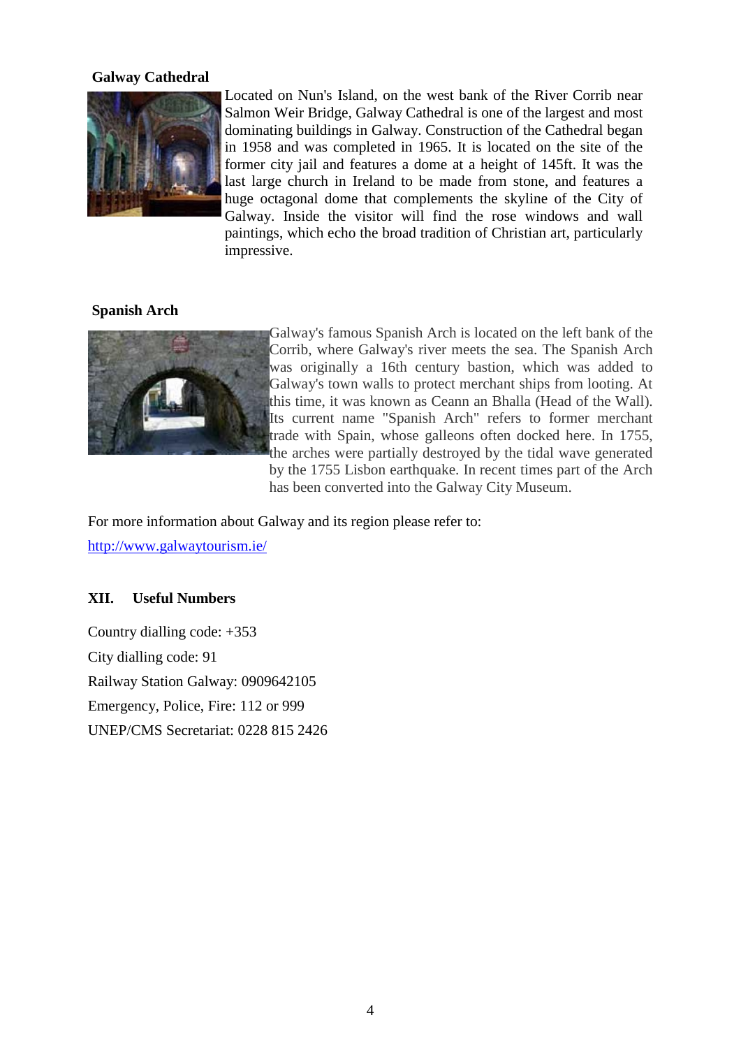**Galway Cathedral**

Located on Nun's Island, on the west bank of the River Corrib near Salmon Weir Bridge, Galway Cathedral is one of the largest and most dominating buildings in Galway. Construction of the Cathedral began in 1958 and was completed in 1965. It is located on the site of the former city jail and features a dome at a height of 145ft. It was the last large church in Ireland to be made from stone, and features a huge octagonal dome that complements the skyline of the City of Galway. Inside the visitor will find the rose windows and wall paintings, which echo the broad tradition of Christian art, particularly impressive.

**Spanish Arch**

Galway's famous Spanish Arch is located on the left bank of the Corrib, where Galway's river meets the sea. The Spanish Arch was originally a 16th century bastion, which was added to Galway's town walls to protect merchant ships from looting. At this time, it was known as Ceann an Bhalla (Head of the Wall). Its current name "Spanish Arch" refers to former merchant trade with Spain, whose galleons often docked here. In 1755, the arches were partially destroyed by the tidal wave generated by the 1755 Lisbon earthquake. In recent times part of the Arch has been converted into the Galway City Museum.

For more information about Galway and its region please refer to:

http://www.galwaytourism.ie/

## XII. Useful Numbers

Country dialling code: +353

City dialling code: 91

Railway Station Galway: 0909642105

Emergency, Police, Fire: 112 or 999

UNEP/CMS Secretariat: 0228 815 2426